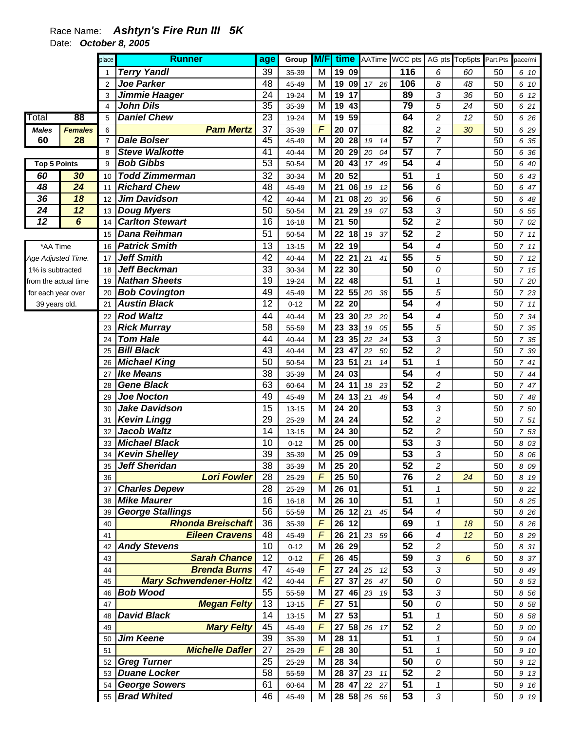Race Name: ***Ashtyn's Fire Run III 5K***

Date: ***October 8, 2005***

| Total | 88 |
|---|---|
| **Males** | **Females** |
| **60** | **28** |

| Top 5 Points | |
|---|---|
| *60* | *30* |
| *48* | *24* |
| *36* | *18* |
| *24* | *12* |
| *12* | *6* |

*AA Time
*Age Adjusted Time.*
1% is subtracted from the actual time for each year over 39 years old.

| place | Runner | age | Group | M/F | time | AATime | WCC pts | AG pts | Top5pts | Part.Pts | pace/mi |
|---|---|---|---|---|---|---|---|---|---|---|---|
| 1 | ***Terry Yandl*** | 39 | 35-39 | M | **19 09** | | **116** | *6* | *60* | 50 | *6 10* |
| 2 | ***Joe Parker*** | 48 | 45-49 | M | **19 09** | *17 26* | **106** | *8* | *48* | 50 | *6 10* |
| 3 | ***Jimmie Haager*** | 24 | 19-24 | M | **19 17** | | **89** | *3* | *36* | 50 | *6 12* |
| 4 | ***John Dils*** | 35 | 35-39 | M | **19 43** | | **79** | *5* | *24* | 50 | *6 21* |
| 5 | ***Daniel Chew*** | 23 | 19-24 | M | **19 59** | | **64** | *2* | *12* | 50 | *6 26* |
| 6 | ***Pam Mertz*** | 37 | 35-39 | *F* | **20 07** | | **82** | *2* | *30* | 50 | *6 29* |
| 7 | ***Dale Bolser*** | 45 | 45-49 | M | **20 28** | *19 14* | **57** | *7* | | 50 | *6 35* |
| 8 | ***Steve Walkotte*** | 41 | 40-44 | M | **20 29** | *20 04* | **57** | *7* | | 50 | *6 36* |
| 9 | ***Bob Gibbs*** | 53 | 50-54 | M | **20 43** | *17 49* | **54** | *4* | | 50 | *6 40* |
| 10 | ***Todd Zimmerman*** | 32 | 30-34 | M | **20 52** | | **51** | *1* | | 50 | *6 43* |
| 11 | ***Richard Chew*** | 48 | 45-49 | M | **21 06** | *19 12* | **56** | *6* | | 50 | *6 47* |
| 12 | ***Jim Davidson*** | 42 | 40-44 | M | **21 08** | *20 30* | **56** | *6* | | 50 | *6 48* |
| 13 | ***Doug Myers*** | 50 | 50-54 | M | **21 29** | *19 07* | **53** | *3* | | 50 | *6 55* |
| 14 | ***Carlton Stewart*** | 16 | 16-18 | M | **21 50** | | **52** | *2* | | 50 | *7 02* |
| 15 | ***Dana Reihman*** | 51 | 50-54 | M | **22 18** | *19 37* | **52** | *2* | | 50 | *7 11* |
| 16 | ***Patrick Smith*** | 13 | 13-15 | M | **22 19** | | **54** | *4* | | 50 | *7 11* |
| 17 | ***Jeff Smith*** | 42 | 40-44 | M | **22 21** | *21 41* | **55** | *5* | | 50 | *7 12* |
| 18 | ***Jeff Beckman*** | 33 | 30-34 | M | **22 30** | | **50** | *0* | | 50 | *7 15* |
| 19 | ***Nathan Sheets*** | 19 | 19-24 | M | **22 48** | | **51** | *1* | | 50 | *7 20* |
| 20 | ***Bob Covington*** | 49 | 45-49 | M | **22 55** | *20 38* | **55** | *5* | | 50 | *7 23* |
| 21 | ***Austin Black*** | 12 | 0-12 | M | **22 20** | | **54** | *4* | | 50 | *7 11* |
| 22 | ***Rod Waltz*** | 44 | 40-44 | M | **23 30** | *22 20* | **54** | *4* | | 50 | *7 34* |
| 23 | ***Rick Murray*** | 58 | 55-59 | M | **23 33** | *19 05* | **55** | *5* | | 50 | *7 35* |
| 24 | ***Tom Hale*** | 44 | 40-44 | M | **23 35** | *22 24* | **53** | *3* | | 50 | *7 35* |
| 25 | ***Bill Black*** | 43 | 40-44 | M | **23 47** | *22 50* | **52** | *2* | | 50 | *7 39* |
| 26 | ***Michael King*** | 50 | 50-54 | M | **23 51** | *21 14* | **51** | *1* | | 50 | *7 41* |
| 27 | ***Ike Means*** | 38 | 35-39 | M | **24 03** | | **54** | *4* | | 50 | *7 44* |
| 28 | ***Gene Black*** | 63 | 60-64 | M | **24 11** | *18 23* | **52** | *2* | | 50 | *7 47* |
| 29 | ***Joe Nocton*** | 49 | 45-49 | M | **24 13** | *21 48* | **54** | *4* | | 50 | *7 48* |
| 30 | ***Jake Davidson*** | 15 | 13-15 | M | **24 20** | | **53** | *3* | | 50 | *7 50* |
| 31 | ***Kevin Lingg*** | 29 | 25-29 | M | **24 24** | | **52** | *2* | | 50 | *7 51* |
| 32 | ***Jacob Waltz*** | 14 | 13-15 | M | **24 30** | | **52** | *2* | | 50 | *7 53* |
| 33 | ***Michael Black*** | 10 | 0-12 | M | **25 00** | | **53** | *3* | | 50 | *8 03* |
| 34 | ***Kevin Shelley*** | 39 | 35-39 | M | **25 09** | | **53** | *3* | | 50 | *8 06* |
| 35 | ***Jeff Sheridan*** | 38 | 35-39 | M | **25 20** | | **52** | *2* | | 50 | *8 09* |
| 36 | ***Lori Fowler*** | 28 | 25-29 | *F* | **25 50** | | **76** | *2* | *24* | 50 | *8 19* |
| 37 | ***Charles Depew*** | 28 | 25-29 | M | **26 01** | | **51** | *1* | | 50 | *8 22* |
| 38 | ***Mike Maurer*** | 16 | 16-18 | M | **26 10** | | **51** | *1* | | 50 | *8 25* |
| 39 | ***George Stallings*** | 56 | 55-59 | M | **26 12** | *21 45* | **54** | *4* | | 50 | *8 26* |
| 40 | ***Rhonda Breischaft*** | 36 | 35-39 | *F* | **26 12** | | **69** | *1* | *18* | 50 | *8 26* |
| 41 | ***Eileen Cravens*** | 48 | 45-49 | *F* | **26 21** | *23 59* | **66** | *4* | *12* | 50 | *8 29* |
| 42 | ***Andy Stevens*** | 10 | 0-12 | M | **26 29** | | **52** | *2* | | 50 | *8 31* |
| 43 | ***Sarah Chance*** | 12 | 0-12 | *F* | **26 45** | | **59** | *3* | *6* | 50 | *8 37* |
| 44 | ***Brenda Burns*** | 47 | 45-49 | *F* | **27 24** | *25 12* | **53** | *3* | | 50 | *8 49* |
| 45 | ***Mary Schwendener-Holtz*** | 42 | 40-44 | *F* | **27 37** | *26 47* | **50** | *0* | | 50 | *8 53* |
| 46 | ***Bob Wood*** | 55 | 55-59 | M | **27 46** | *23 19* | **53** | *3* | | 50 | *8 56* |
| 47 | ***Megan Felty*** | 13 | 13-15 | *F* | **27 51** | | **50** | *0* | | 50 | *8 58* |
| 48 | ***David Black*** | 14 | 13-15 | M | **27 53** | | **51** | *1* | | 50 | *8 58* |
| 49 | ***Mary Felty*** | 45 | 45-49 | *F* | **27 58** | *26 17* | **52** | *2* | | 50 | *9 00* |
| 50 | ***Jim Keene*** | 39 | 35-39 | M | **28 11** | | **51** | *1* | | 50 | *9 04* |
| 51 | ***Michelle Dafler*** | 27 | 25-29 | *F* | **28 30** | | **51** | *1* | | 50 | *9 10* |
| 52 | ***Greg Turner*** | 25 | 25-29 | M | **28 34** | | **50** | *0* | | 50 | *9 12* |
| 53 | ***Duane Locker*** | 58 | 55-59 | M | **28 37** | *23 11* | **52** | *2* | | 50 | *9 13* |
| 54 | ***George Sowers*** | 61 | 60-64 | M | **28 47** | *22 27* | **51** | *1* | | 50 | *9 16* |
| 55 | ***Brad Whited*** | 46 | 45-49 | M | **28 58** | *26 56* | **53** | *3* | | 50 | *9 19* |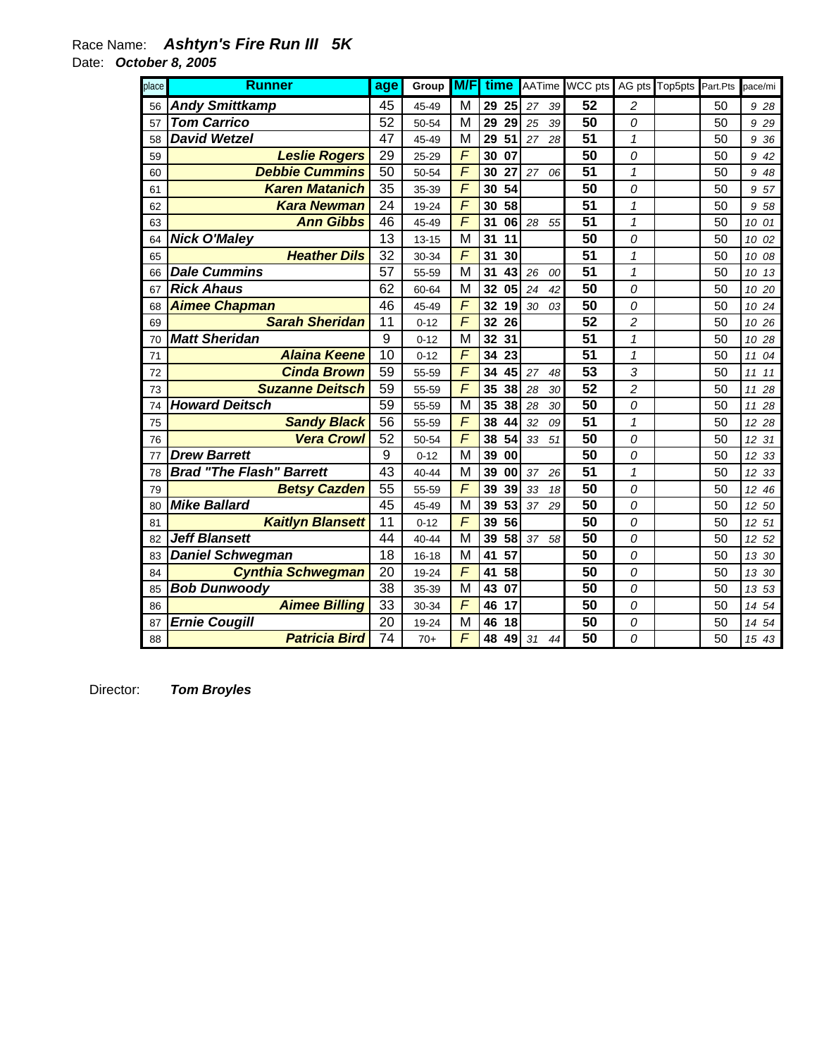Race Name: ***Ashtyn's Fire Run III 5K***
Date: ***October 8, 2005***

| place | Runner | age | Group | M/F | time | AATime | WCC pts | AG pts | Top5pts | Part.Pts | pace/mi |
|---|---|---|---|---|---|---|---|---|---|---|---|
| 56 | Andy Smittkamp | 45 | 45-49 | M | 29 25 | 27 39 | 52 | 2 | | 50 | 9 28 |
| 57 | Tom Carrico | 52 | 50-54 | M | 29 29 | 25 39 | 50 | 0 | | 50 | 9 29 |
| 58 | David Wetzel | 47 | 45-49 | M | 29 51 | 27 28 | 51 | 1 | | 50 | 9 36 |
| 59 | Leslie Rogers | 29 | 25-29 | F | 30 07 | | 50 | 0 | | 50 | 9 42 |
| 60 | Debbie Cummins | 50 | 50-54 | F | 30 27 | 27 06 | 51 | 1 | | 50 | 9 48 |
| 61 | Karen Matanich | 35 | 35-39 | F | 30 54 | | 50 | 0 | | 50 | 9 57 |
| 62 | Kara Newman | 24 | 19-24 | F | 30 58 | | 51 | 1 | | 50 | 9 58 |
| 63 | Ann Gibbs | 46 | 45-49 | F | 31 06 | 28 55 | 51 | 1 | | 50 | 10 01 |
| 64 | Nick O'Maley | 13 | 13-15 | M | 31 11 | | 50 | 0 | | 50 | 10 02 |
| 65 | Heather Dils | 32 | 30-34 | F | 31 30 | | 51 | 1 | | 50 | 10 08 |
| 66 | Dale Cummins | 57 | 55-59 | M | 31 43 | 26 00 | 51 | 1 | | 50 | 10 13 |
| 67 | Rick Ahaus | 62 | 60-64 | M | 32 05 | 24 42 | 50 | 0 | | 50 | 10 20 |
| 68 | Aimee Chapman | 46 | 45-49 | F | 32 19 | 30 03 | 50 | 0 | | 50 | 10 24 |
| 69 | Sarah Sheridan | 11 | 0-12 | F | 32 26 | | 52 | 2 | | 50 | 10 26 |
| 70 | Matt Sheridan | 9 | 0-12 | M | 32 31 | | 51 | 1 | | 50 | 10 28 |
| 71 | Alaina Keene | 10 | 0-12 | F | 34 23 | | 51 | 1 | | 50 | 11 04 |
| 72 | Cinda Brown | 59 | 55-59 | F | 34 45 | 27 48 | 53 | 3 | | 50 | 11 11 |
| 73 | Suzanne Deitsch | 59 | 55-59 | F | 35 38 | 28 30 | 52 | 2 | | 50 | 11 28 |
| 74 | Howard Deitsch | 59 | 55-59 | M | 35 38 | 28 30 | 50 | 0 | | 50 | 11 28 |
| 75 | Sandy Black | 56 | 55-59 | F | 38 44 | 32 09 | 51 | 1 | | 50 | 12 28 |
| 76 | Vera Crowl | 52 | 50-54 | F | 38 54 | 33 51 | 50 | 0 | | 50 | 12 31 |
| 77 | Drew Barrett | 9 | 0-12 | M | 39 00 | | 50 | 0 | | 50 | 12 33 |
| 78 | Brad "The Flash" Barrett | 43 | 40-44 | M | 39 00 | 37 26 | 51 | 1 | | 50 | 12 33 |
| 79 | Betsy Cazden | 55 | 55-59 | F | 39 39 | 33 18 | 50 | 0 | | 50 | 12 46 |
| 80 | Mike Ballard | 45 | 45-49 | M | 39 53 | 37 29 | 50 | 0 | | 50 | 12 50 |
| 81 | Kaitlyn Blansett | 11 | 0-12 | F | 39 56 | | 50 | 0 | | 50 | 12 51 |
| 82 | Jeff Blansett | 44 | 40-44 | M | 39 58 | 37 58 | 50 | 0 | | 50 | 12 52 |
| 83 | Daniel Schwegman | 18 | 16-18 | M | 41 57 | | 50 | 0 | | 50 | 13 30 |
| 84 | Cynthia Schwegman | 20 | 19-24 | F | 41 58 | | 50 | 0 | | 50 | 13 30 |
| 85 | Bob Dunwoody | 38 | 35-39 | M | 43 07 | | 50 | 0 | | 50 | 13 53 |
| 86 | Aimee Billing | 33 | 30-34 | F | 46 17 | | 50 | 0 | | 50 | 14 54 |
| 87 | Ernie Cougill | 20 | 19-24 | M | 46 18 | | 50 | 0 | | 50 | 14 54 |
| 88 | Patricia Bird | 74 | 70+ | F | 48 49 | 31 44 | 50 | 0 | | 50 | 15 43 |

Director: ***Tom Broyles***